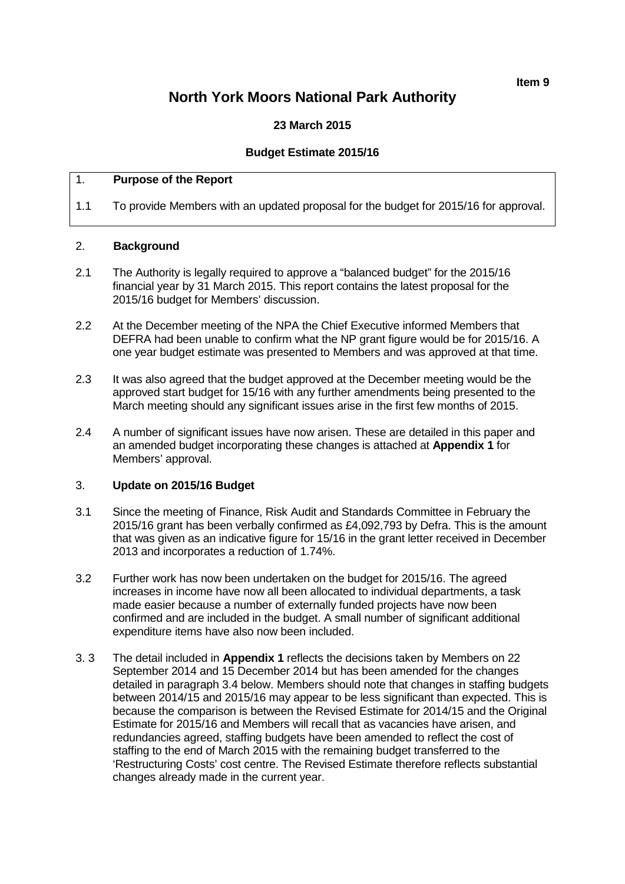**Item 9**

# North York Moors National Park Authority

**23 March 2015**

**Budget Estimate 2015/16**

## 1. Purpose of the Report

1.1 To provide Members with an updated proposal for the budget for 2015/16 for approval.

## 2. Background

2.1 The Authority is legally required to approve a "balanced budget" for the 2015/16 financial year by 31 March 2015. This report contains the latest proposal for the 2015/16 budget for Members' discussion.

2.2 At the December meeting of the NPA the Chief Executive informed Members that DEFRA had been unable to confirm what the NP grant figure would be for 2015/16. A one year budget estimate was presented to Members and was approved at that time.

2.3 It was also agreed that the budget approved at the December meeting would be the approved start budget for 15/16 with any further amendments being presented to the March meeting should any significant issues arise in the first few months of 2015.

2.4 A number of significant issues have now arisen. These are detailed in this paper and an amended budget incorporating these changes is attached at **Appendix 1** for Members' approval.

## 3. Update on 2015/16 Budget

3.1 Since the meeting of Finance, Risk Audit and Standards Committee in February the 2015/16 grant has been verbally confirmed as £4,092,793 by Defra. This is the amount that was given as an indicative figure for 15/16 in the grant letter received in December 2013 and incorporates a reduction of 1.74%.

3.2 Further work has now been undertaken on the budget for 2015/16. The agreed increases in income have now all been allocated to individual departments, a task made easier because a number of externally funded projects have now been confirmed and are included in the budget. A small number of significant additional expenditure items have also now been included.

3.3 The detail included in **Appendix 1** reflects the decisions taken by Members on 22 September 2014 and 15 December 2014 but has been amended for the changes detailed in paragraph 3.4 below. Members should note that changes in staffing budgets between 2014/15 and 2015/16 may appear to be less significant than expected. This is because the comparison is between the Revised Estimate for 2014/15 and the Original Estimate for 2015/16 and Members will recall that as vacancies have arisen, and redundancies agreed, staffing budgets have been amended to reflect the cost of staffing to the end of March 2015 with the remaining budget transferred to the 'Restructuring Costs' cost centre. The Revised Estimate therefore reflects substantial changes already made in the current year.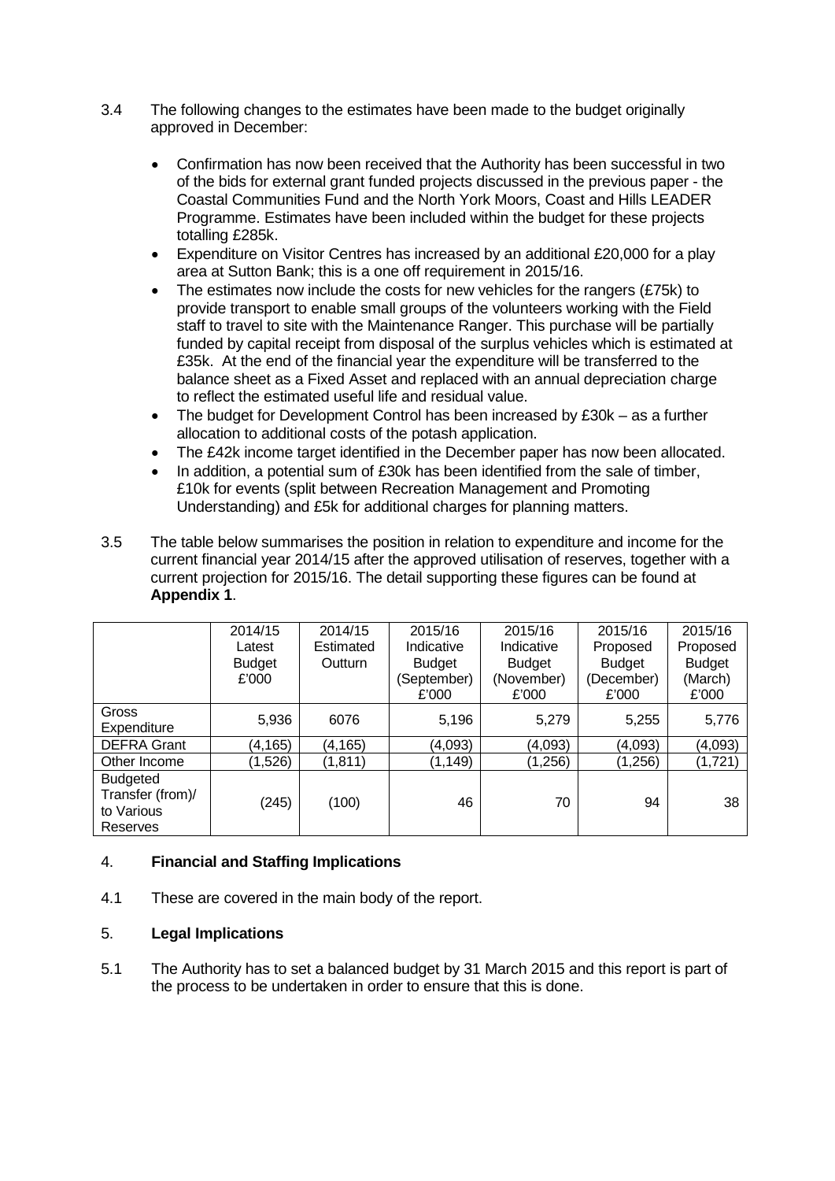3.4 The following changes to the estimates have been made to the budget originally approved in December:

- Confirmation has now been received that the Authority has been successful in two of the bids for external grant funded projects discussed in the previous paper - the Coastal Communities Fund and the North York Moors, Coast and Hills LEADER Programme. Estimates have been included within the budget for these projects totalling £285k.
- Expenditure on Visitor Centres has increased by an additional £20,000 for a play area at Sutton Bank; this is a one off requirement in 2015/16.
- The estimates now include the costs for new vehicles for the rangers (£75k) to provide transport to enable small groups of the volunteers working with the Field staff to travel to site with the Maintenance Ranger. This purchase will be partially funded by capital receipt from disposal of the surplus vehicles which is estimated at £35k. At the end of the financial year the expenditure will be transferred to the balance sheet as a Fixed Asset and replaced with an annual depreciation charge to reflect the estimated useful life and residual value.
- The budget for Development Control has been increased by £30k – as a further allocation to additional costs of the potash application.
- The £42k income target identified in the December paper has now been allocated.
- In addition, a potential sum of £30k has been identified from the sale of timber, £10k for events (split between Recreation Management and Promoting Understanding) and £5k for additional charges for planning matters.

3.5 The table below summarises the position in relation to expenditure and income for the current financial year 2014/15 after the approved utilisation of reserves, together with a current projection for 2015/16. The detail supporting these figures can be found at **Appendix 1**.

| | 2014/15 Latest Budget £'000 | 2014/15 Estimated Outturn | 2015/16 Indicative Budget (September) £'000 | 2015/16 Indicative Budget (November) £'000 | 2015/16 Proposed Budget (December) £'000 | 2015/16 Proposed Budget (March) £'000 |
|---|---|---|---|---|---|---|
| Gross Expenditure | 5,936 | 6076 | 5,196 | 5,279 | 5,255 | 5,776 |
| DEFRA Grant | (4,165) | (4,165) | (4,093) | (4,093) | (4,093) | (4,093) |
| Other Income | (1,526) | (1,811) | (1,149) | (1,256) | (1,256) | (1,721) |
| Budgeted Transfer (from)/ to Various Reserves | (245) | (100) | 46 | 70 | 94 | 38 |

## 4. **Financial and Staffing Implications**

4.1 These are covered in the main body of the report.

## 5. **Legal Implications**

5.1 The Authority has to set a balanced budget by 31 March 2015 and this report is part of the process to be undertaken in order to ensure that this is done.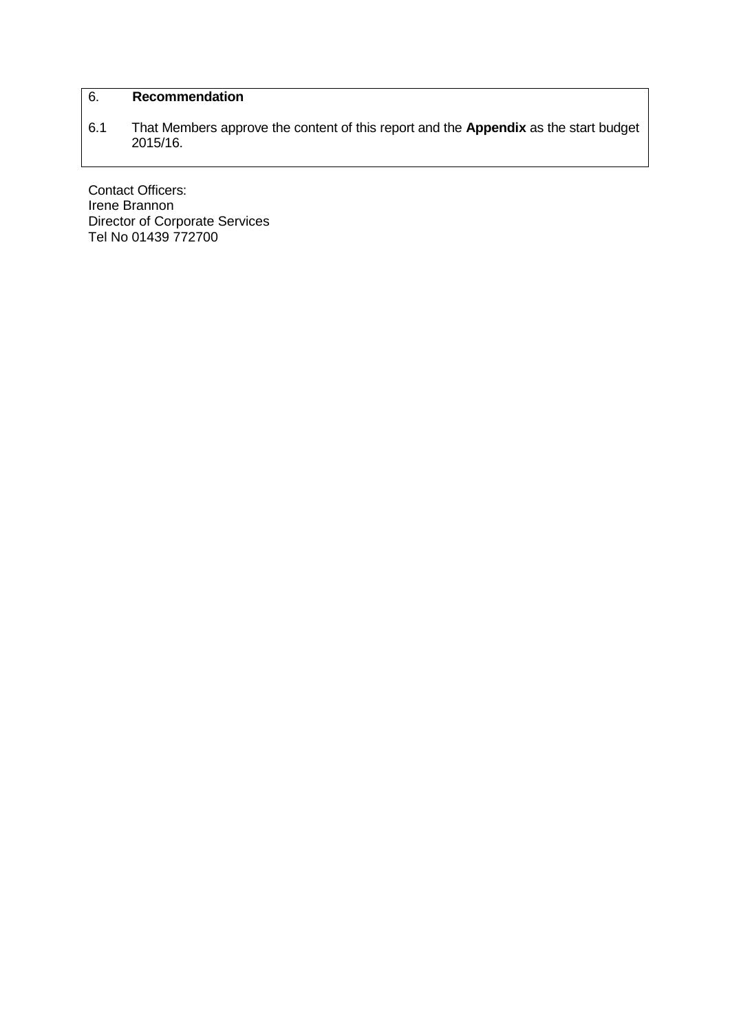## 6. Recommendation

6.1 That Members approve the content of this report and the **Appendix** as the start budget 2015/16.

Contact Officers:
Irene Brannon
Director of Corporate Services
Tel No 01439 772700